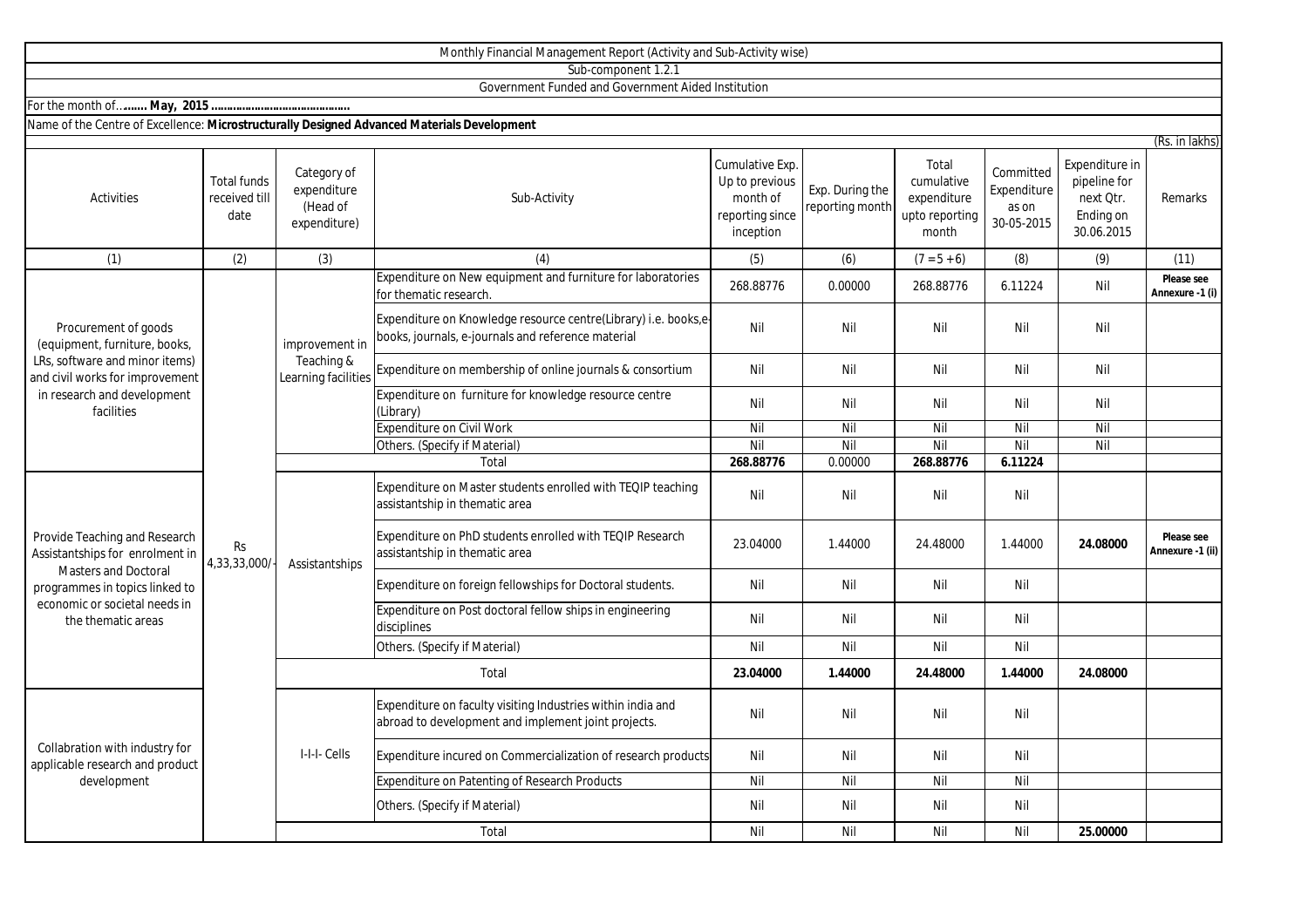Monthly Financial Management Report (Activity and Sub-Activity wise)

Sub-component 1.2.1

Government Funded and Government Aided Institution

For the month of...**....... May, 2015 ..........................................**

Name of the Centre of Excellence: **Microstructurally Designed Advanced Materials Development**

(Rs. in lakhs)

| Activities | Total funds received till date | Category of expenditure (Head of expenditure) | Sub-Activity | Cumulative Exp. Up to previous month of reporting since inception | Exp. During the reporting month | Total cumulative expenditure upto reporting month | Committed Expenditure as on 30-05-2015 | Expenditure in pipeline for next Qtr. Ending on 30.06.2015 | Remarks |
|---|---|---|---|---|---|---|---|---|---|
| (1) | (2) | (3) | (4) | (5) | (6) | (7 = 5 + 6) | (8) | (9) | (11) |
| Procurement of goods (equipment, furniture, books, LRs, software and minor items) and civil works for improvement in research and development facilities | Rs 4,33,33,000/- | improvement in Teaching & Learning facilities | Expenditure on New equipment and furniture for laboratories for thematic research. | 268.88776 | 0.00000 | 268.88776 | 6.11224 | Nil | **Please see Annexure -1 (i)** |
| | | | Expenditure on Knowledge resource centre(Library) i.e. books,e-books, journals, e-journals and reference material | Nil | Nil | Nil | Nil | Nil | |
| | | | Expenditure on membership of online journals & consortium | Nil | Nil | Nil | Nil | Nil | |
| | | | Expenditure on furniture for knowledge resource centre (Library) | Nil | Nil | Nil | Nil | Nil | |
| | | | Expenditure on Civil Work | Nil | Nil | Nil | Nil | Nil | |
| | | | Others. (Specify if Material) | Nil | Nil | Nil | Nil | Nil | |
| | | | Total | **268.88776** | 0.00000 | **268.88776** | **6.11224** | | |
| Provide Teaching and Research Assistantships for enrolment in Masters and Doctoral programmes in topics linked to economic or societal needs in the thematic areas | | Assistantships | Expenditure on Master students enrolled with TEQIP teaching assistantship in thematic area | Nil | Nil | Nil | Nil | | |
| | | | Expenditure on PhD students enrolled with TEQIP Research assistantship in thematic area | 23.04000 | 1.44000 | 24.48000 | 1.44000 | **24.08000** | **Please see Annexure -1 (ii)** |
| | | | Expenditure on foreign fellowships for Doctoral students. | Nil | Nil | Nil | Nil | | |
| | | | Expenditure on Post doctoral fellow ships in engineering disciplines | Nil | Nil | Nil | Nil | | |
| | | | Others. (Specify if Material) | Nil | Nil | Nil | Nil | | |
| | | | Total | **23.04000** | **1.44000** | **24.48000** | **1.44000** | **24.08000** | |
| Collabration with industry for applicable research and product development | | I-I-I- Cells | Expenditure on faculty visiting Industries within india and abroad to development and implement joint projects. | Nil | Nil | Nil | Nil | | |
| | | | Expenditure incured on Commercialization of research products | Nil | Nil | Nil | Nil | | |
| | | | Expenditure on Patenting of Research Products | Nil | Nil | Nil | Nil | | |
| | | | Others. (Specify if Material) | Nil | Nil | Nil | Nil | | |
| | | | Total | Nil | Nil | Nil | Nil | **25.00000** | |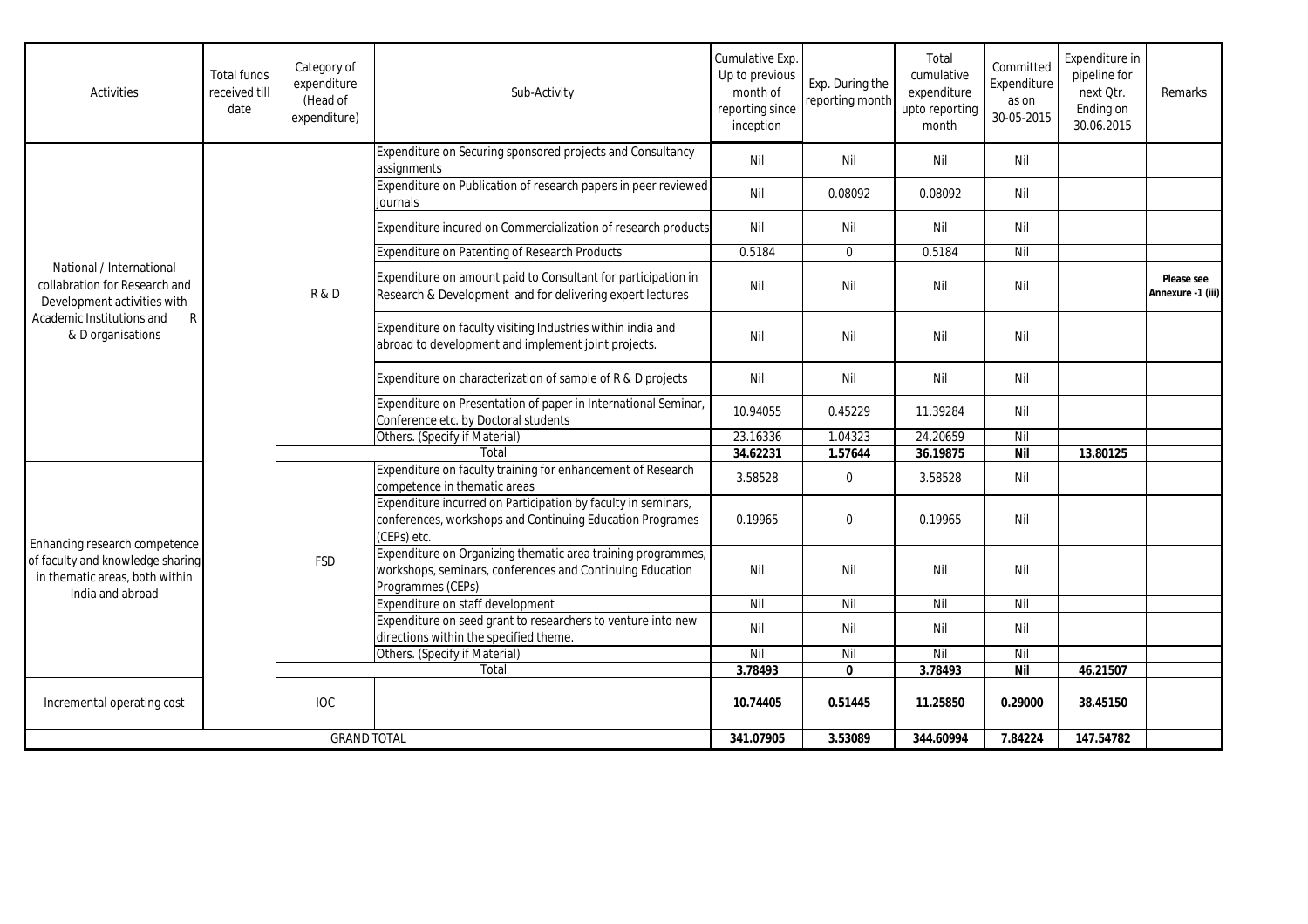| Activities | Total funds received till date | Category of expenditure (Head of expenditure) | Sub-Activity | Cumulative Exp. Up to previous month of reporting since inception | Exp. During the reporting month | Total cumulative expenditure upto reporting month | Committed Expenditure as on 30-05-2015 | Expenditure in pipeline for next Qtr. Ending on 30.06.2015 | Remarks |
|---|---|---|---|---|---|---|---|---|---|
| National / International collabration for Research and Development activities with Academic Institutions and R & D organisations | | R & D | Expenditure on Securing sponsored projects and Consultancy assignments | Nil | Nil | Nil | Nil | | |
| | | | Expenditure on Publication of research papers in peer reviewed journals | Nil | 0.08092 | 0.08092 | Nil | | |
| | | | Expenditure incured on Commercialization of research products | Nil | Nil | Nil | Nil | | |
| | | | Expenditure on Patenting of Research Products | 0.5184 | 0 | 0.5184 | Nil | | |
| | | | Expenditure on amount paid to Consultant for participation in Research & Development and for delivering expert lectures | Nil | Nil | Nil | Nil | | **Please see Annexure -1 (iii)** |
| | | | Expenditure on faculty visiting Industries within india and abroad to development and implement joint projects. | Nil | Nil | Nil | Nil | | |
| | | | Expenditure on characterization of sample of R & D projects | Nil | Nil | Nil | Nil | | |
| | | | Expenditure on Presentation of paper in International Seminar, Conference etc. by Doctoral students | 10.94055 | 0.45229 | 11.39284 | Nil | | |
| | | | Others. (Specify if Material) | 23.16336 | 1.04323 | 24.20659 | Nil | | |
| | | | Total | **34.62231** | **1.57644** | **36.19875** | **Nil** | **13.80125** | |
| Enhancing research competence of faculty and knowledge sharing in thematic areas, both within India and abroad | | FSD | Expenditure on faculty training for enhancement of Research competence in thematic areas | 3.58528 | 0 | 3.58528 | Nil | | |
| | | | Expenditure incurred on Participation by faculty in seminars, conferences, workshops and Continuing Education Programes (CEPs) etc. | 0.19965 | 0 | 0.19965 | Nil | | |
| | | | Expenditure on Organizing thematic area training programmes, workshops, seminars, conferences and Continuing Education Programmes (CEPs) | Nil | Nil | Nil | Nil | | |
| | | | Expenditure on staff development | Nil | Nil | Nil | Nil | | |
| | | | Expenditure on seed grant to researchers to venture into new directions within the specified theme. | Nil | Nil | Nil | Nil | | |
| | | | Others. (Specify if Material) | Nil | Nil | Nil | Nil | | |
| | | | Total | **3.78493** | **0** | **3.78493** | **Nil** | **46.21507** | |
| Incremental operating cost | | IOC | | **10.74405** | **0.51445** | **11.25850** | **0.29000** | **38.45150** | |
| GRAND TOTAL | | | | **341.07905** | **3.53089** | **344.60994** | **7.84224** | **147.54782** | |